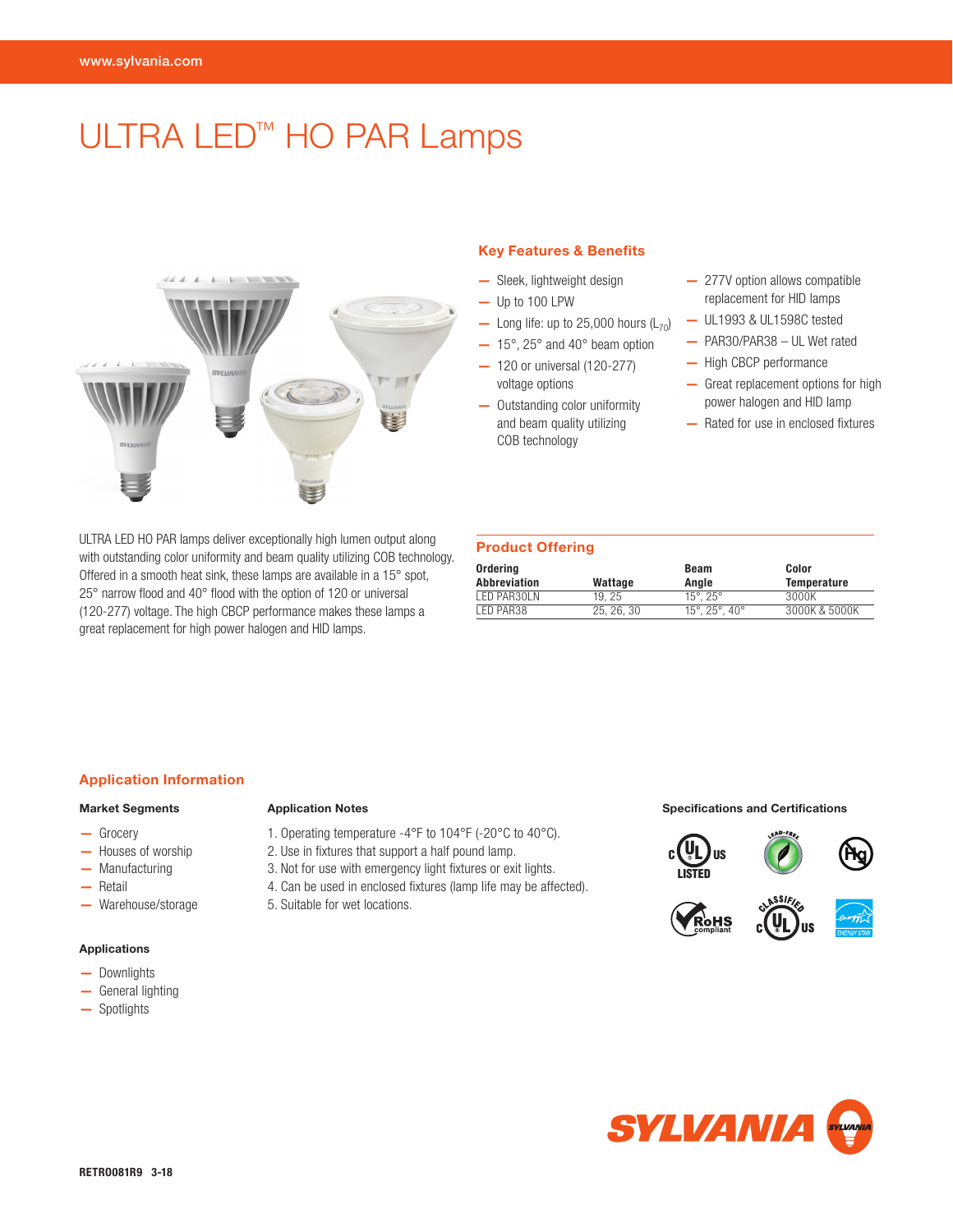# ULTRA LED™ HO PAR Lamps

## Key Features & Benefits

- Sleek, lightweight design
- Up to 100 LPW
- Long life: up to 25,000 hours ($L_{70}$)
- 15°, 25° and 40° beam option
- 120 or universal (120-277) voltage options
- Outstanding color uniformity and beam quality utilizing COB technology
- 277V option allows compatible replacement for HID lamps
- UL1993 & UL1598C tested
- PAR30/PAR38 – UL Wet rated
- High CBCP performance
- Great replacement options for high power halogen and HID lamp
- Rated for use in enclosed fixtures

ULTRA LED HO PAR lamps deliver exceptionally high lumen output along with outstanding color uniformity and beam quality utilizing COB technology. Offered in a smooth heat sink, these lamps are available in a 15° spot, 25° narrow flood and 40° flood with the option of 120 or universal (120-277) voltage. The high CBCP performance makes these lamps a great replacement for high power halogen and HID lamps.

## Product Offering

| Ordering Abbreviation | Wattage | Beam Angle | Color Temperature |
|---|---|---|---|
| LED PAR30LN | 19, 25 | 15°, 25° | 3000K |
| LED PAR38 | 25, 26, 30 | 15°, 25°, 40° | 3000K & 5000K |

## Application Information

### Market Segments

- Grocery
- Houses of worship
- Manufacturing
- Retail
- Warehouse/storage

### Applications

- Downlights
- General lighting
- Spotlights

### Application Notes

1. Operating temperature -4°F to 104°F (-20°C to 40°C).
2. Use in fixtures that support a half pound lamp.
3. Not for use with emergency light fixtures or exit lights.
4. Can be used in enclosed fixtures (lamp life may be affected).
5. Suitable for wet locations.

### Specifications and Certifications

c UL US LISTED · LEAD-FREE · Hg · RoHS compliant · CLASSIFIED c UL US · ENERGY STAR

SYLVANIA

RETRO081R9 3-18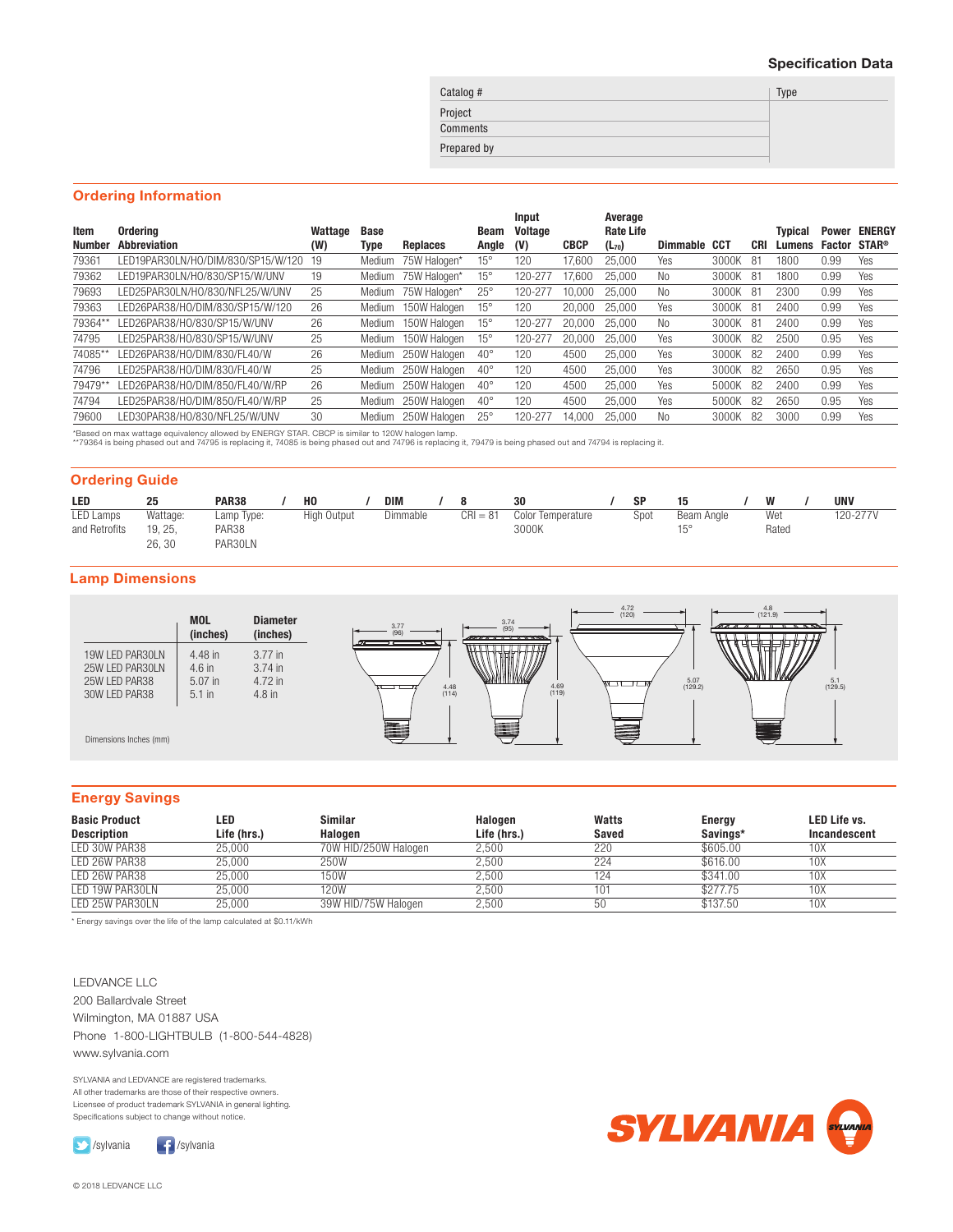## Specification Data

| Catalog # | Type |
|---|---|
| Project | |
| Comments | |
| Prepared by | |

## Ordering Information

| Item Number | Ordering Abbreviation | Wattage (W) | Base Type | Replaces | Beam Angle | Input Voltage (V) | CBCP | Average Rate Life ($L_{70}$) | Dimmable | CCT | CRI | Typical Lumens | Power Factor | ENERGY STAR® |
|---|---|---|---|---|---|---|---|---|---|---|---|---|---|---|
| 79361 | LED19PAR30LN/HO/DIM/830/SP15/W/120 | 19 | Medium | 75W Halogen* | 15° | 120 | 17,600 | 25,000 | Yes | 3000K | 81 | 1800 | 0.99 | Yes |
| 79362 | LED19PAR30LN/HO/830/SP15/W/UNV | 19 | Medium | 75W Halogen* | 15° | 120-277 | 17,600 | 25,000 | No | 3000K | 81 | 1800 | 0.99 | Yes |
| 79693 | LED25PAR30LN/HO/830/NFL25/W/UNV | 25 | Medium | 75W Halogen* | 25° | 120-277 | 10,000 | 25,000 | No | 3000K | 81 | 2300 | 0.99 | Yes |
| 79363 | LED26PAR38/HO/DIM/830/SP15/W/120 | 26 | Medium | 150W Halogen | 15° | 120 | 20,000 | 25,000 | Yes | 3000K | 81 | 2400 | 0.99 | Yes |
| 79364** | LED26PAR38/HO/830/SP15/W/UNV | 26 | Medium | 150W Halogen | 15° | 120-277 | 20,000 | 25,000 | No | 3000K | 81 | 2400 | 0.99 | Yes |
| 74795 | LED25PAR38/HO/830/SP15/W/UNV | 25 | Medium | 150W Halogen | 15° | 120-277 | 20,000 | 25,000 | Yes | 3000K | 82 | 2500 | 0.95 | Yes |
| 74085** | LED26PAR38/HO/DIM/830/FL40/W | 26 | Medium | 250W Halogen | 40° | 120 | 4500 | 25,000 | Yes | 3000K | 82 | 2400 | 0.99 | Yes |
| 74796 | LED25PAR38/HO/DIM/830/FL40/W | 25 | Medium | 250W Halogen | 40° | 120 | 4500 | 25,000 | Yes | 3000K | 82 | 2650 | 0.95 | Yes |
| 79479** | LED26PAR38/HO/DIM/850/FL40/W/RP | 26 | Medium | 250W Halogen | 40° | 120 | 4500 | 25,000 | Yes | 5000K | 82 | 2400 | 0.99 | Yes |
| 74794 | LED25PAR38/HO/DIM/850/FL40/W/RP | 25 | Medium | 250W Halogen | 40° | 120 | 4500 | 25,000 | Yes | 5000K | 82 | 2650 | 0.95 | Yes |
| 79600 | LED30PAR38/HO/830/NFL25/W/UNV | 30 | Medium | 250W Halogen | 25° | 120-277 | 14,000 | 25,000 | No | 3000K | 82 | 3000 | 0.99 | Yes |

*Based on max wattage equivalency allowed by ENERGY STAR. CBCP is similar to 120W halogen lamp.
**79364 is being phased out and 74795 is replacing it, 74085 is being phased out and 74796 is replacing it, 79479 is being phased out and 74794 is replacing it.

## Ordering Guide

| LED | 25 | PAR38 | / | HO | / | DIM | / | 8 | 30 | / | SP | 15 | / | W | / | UNV |
|---|---|---|---|---|---|---|---|---|---|---|---|---|---|---|---|---|
| LED Lamps and Retrofits | Wattage: 19, 25, 26, 30 | Lamp Type: PAR38 PAR30LN | | High Output | | Dimmable | | CRI = 81 | Color Temperature 3000K | | Spot | Beam Angle 15° | | Wet Rated | | 120-277V |

## Lamp Dimensions

| | MOL (inches) | Diameter (inches) |
|---|---|---|
| 19W LED PAR30LN | 4.48 in | 3.77 in |
| 25W LED PAR30LN | 4.6 in | 3.74 in |
| 25W LED PAR38 | 5.07 in | 4.72 in |
| 30W LED PAR38 | 5.1 in | 4.8 in |

Dimensions Inches (mm)

3.77 (96)
4.48 (114)
3.74 (95)
4.69 (119)
4.72 (120)
5.07 (129.2)
4.8 (121.9)
5.1 (129.5)

## Energy Savings

| Basic Product Description | LED Life (hrs.) | Similar Halogen | Halogen Life (hrs.) | Watts Saved | Energy Savings* | LED Life vs. Incandescent |
|---|---|---|---|---|---|---|
| LED 30W PAR38 | 25,000 | 70W HID/250W Halogen | 2,500 | 220 | $605.00 | 10X |
| LED 26W PAR38 | 25,000 | 250W | 2,500 | 224 | $616.00 | 10X |
| LED 26W PAR38 | 25,000 | 150W | 2,500 | 124 | $341.00 | 10X |
| LED 19W PAR30LN | 25,000 | 120W | 2,500 | 101 | $277.75 | 10X |
| LED 25W PAR30LN | 25,000 | 39W HID/75W Halogen | 2,500 | 50 | $137.50 | 10X |

* Energy savings over the life of the lamp calculated at $0.11/kWh

LEDVANCE LLC
200 Ballardvale Street
Wilmington, MA 01887 USA
Phone 1-800-LIGHTBULB (1-800-544-4828)
www.sylvania.com

SYLVANIA and LEDVANCE are registered trademarks.
All other trademarks are those of their respective owners.
Licensee of product trademark SYLVANIA in general lighting.
Specifications subject to change without notice.

/sylvania /sylvania

SYLVANIA

© 2018 LEDVANCE LLC